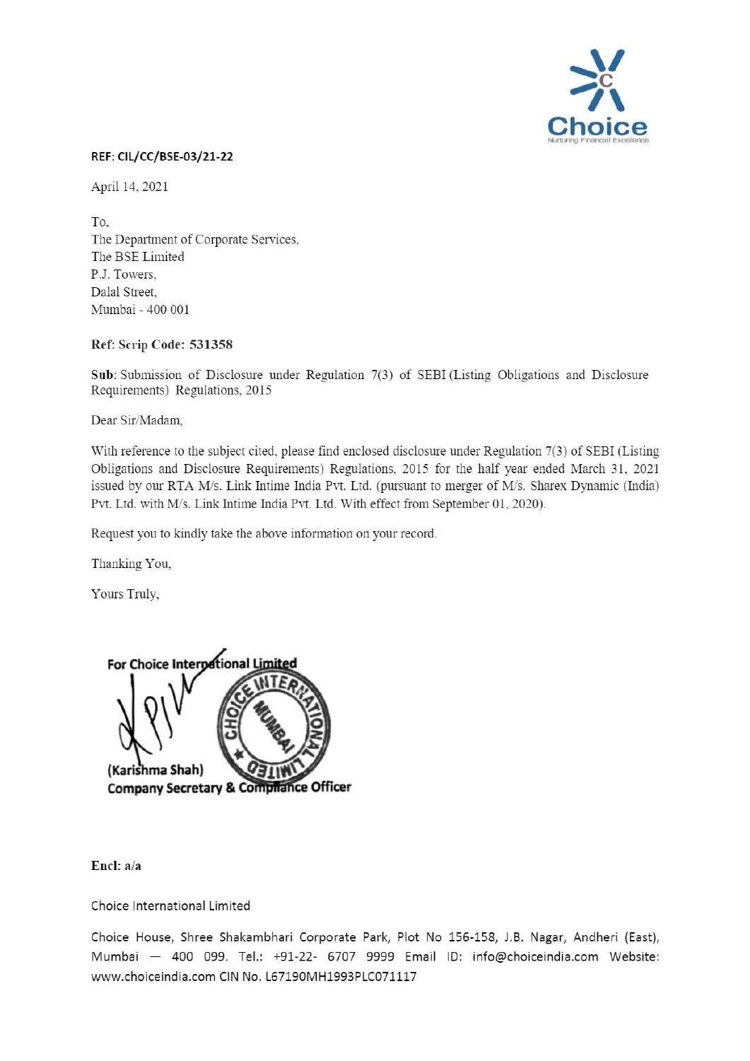**REF: CIL/CC/BSE-03/21-22**

April 14, 2021

To,
The Department of Corporate Services,
The BSE Limited
P.J. Towers,
Dalal Street,
Mumbai - 400 001

**Ref: Scrip Code: 531358**

**Sub**: Submission of Disclosure under Regulation 7(3) of SEBI (Listing Obligations and Disclosure Requirements) Regulations, 2015

Dear Sir/Madam,

With reference to the subject cited, please find enclosed disclosure under Regulation 7(3) of SEBI (Listing Obligations and Disclosure Requirements) Regulations, 2015 for the half year ended March 31, 2021 issued by our RTA M/s. Link Intime India Pvt. Ltd. (pursuant to merger of M/s. Sharex Dynamic (India) Pvt. Ltd. with M/s. Link Intime India Pvt. Ltd. With effect from September 01, 2020).

Request you to kindly take the above information on your record.

Thanking You,

Yours Truly,

**For Choice International Limited**

**(Karishma Shah)**
**Company Secretary & Compliance Officer**

**Encl: a/a**

Choice International Limited

Choice House, Shree Shakambhari Corporate Park, Plot No 156-158, J.B. Nagar, Andheri (East), Mumbai — 400 099. Tel.: +91-22- 6707 9999 Email ID: info@choiceindia.com Website: www.choiceindia.com CIN No. L67190MH1993PLC071117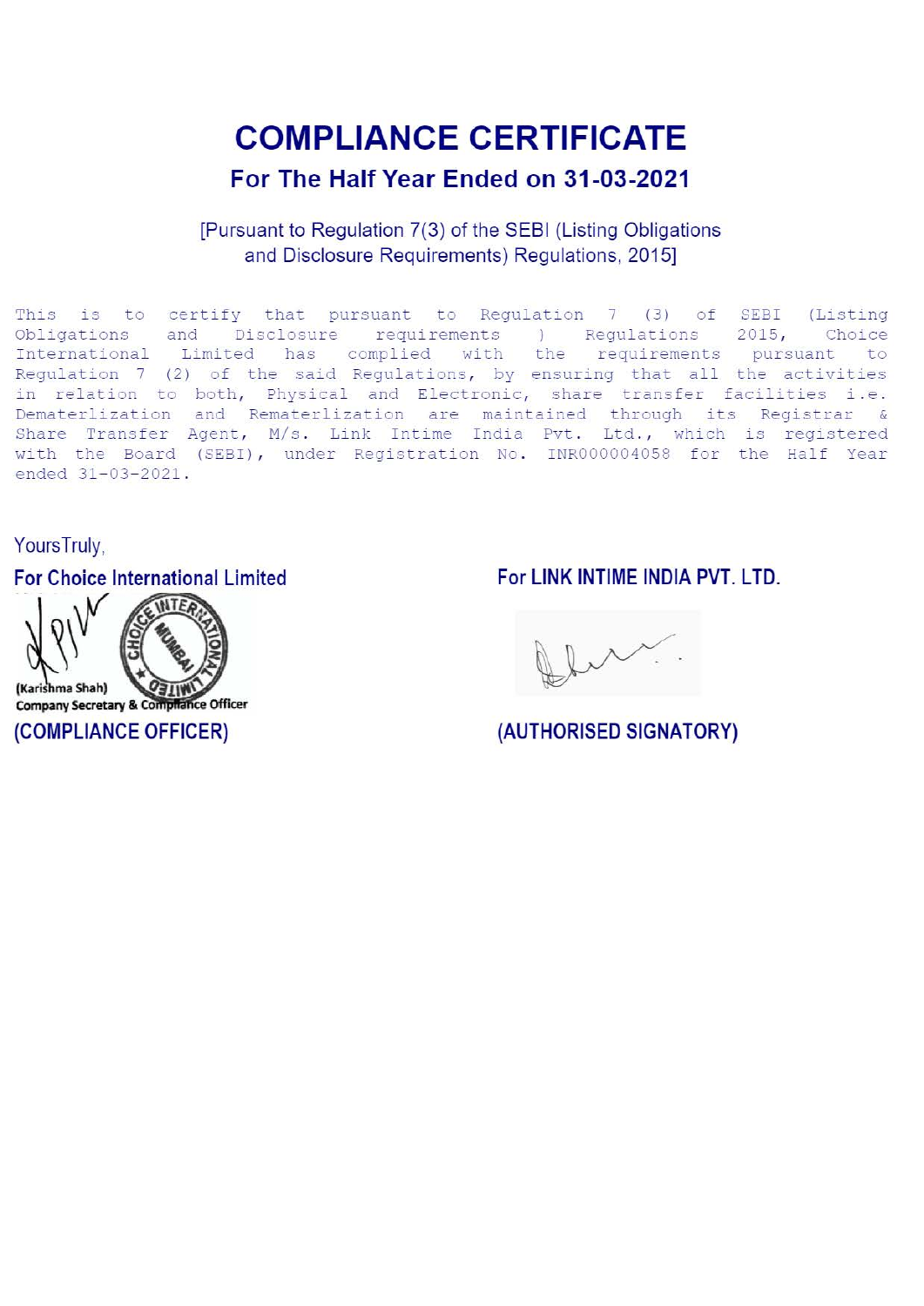# COMPLIANCE CERTIFICATE

## For The Half Year Ended on 31-03-2021

[Pursuant to Regulation 7(3) of the SEBI (Listing Obligations and Disclosure Requirements) Regulations, 2015]

This is to certify that pursuant to Regulation 7 (3) of SEBI (Listing Obligations and Disclosure requirements ) Regulations 2015, Choice International Limited has complied with the requirements pursuant to Regulation 7 (2) of the said Regulations, by ensuring that all the activities in relation to both, Physical and Electronic, share transfer facilities i.e. Dematerlization and Rematerlization are maintained through its Registrar & Share Transfer Agent, M/s. Link Intime India Pvt. Ltd., which is registered with the Board (SEBI), under Registration No. INR000004058 for the Half Year ended 31-03-2021.

YoursTruly,

**For Choice International Limited**

(Karishma Shah)
Company Secretary & Compliance Officer

**(COMPLIANCE OFFICER)**

**For LINK INTIME INDIA PVT. LTD.**

**(AUTHORISED SIGNATORY)**